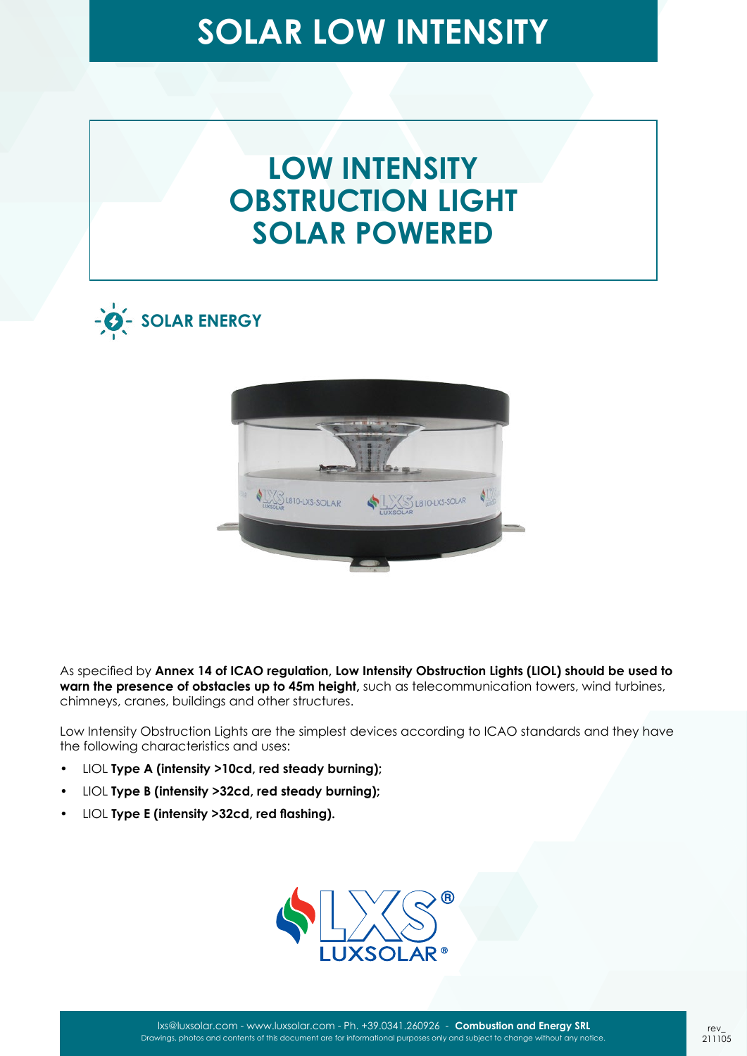# SOLAR LOW INTENSITY

## LOW INTENSITY OBSTRUCTION LIGHT SOLAR POWERED

### SOLAR ENERGY

As specified by **Annex 14 of ICAO regulation, Low Intensity Obstruction Lights (LIOL) should be used to warn the presence of obstacles up to 45m height,** such as telecommunication towers, wind turbines, chimneys, cranes, buildings and other structures.

Low Intensity Obstruction Lights are the simplest devices according to ICAO standards and they have the following characteristics and uses:

- LIOL **Type A (intensity >10cd, red steady burning);**
- LIOL **Type B (intensity >32cd, red steady burning);**
- LIOL **Type E (intensity >32cd, red flashing).**

lxs@luxsolar.com - www.luxsolar.com - Ph. +39.0341.260926 - **Combustion and Energy SRL**
Drawings, photos and contents of this document are for informational purposes only and subject to change without any notice.

rev_ 211105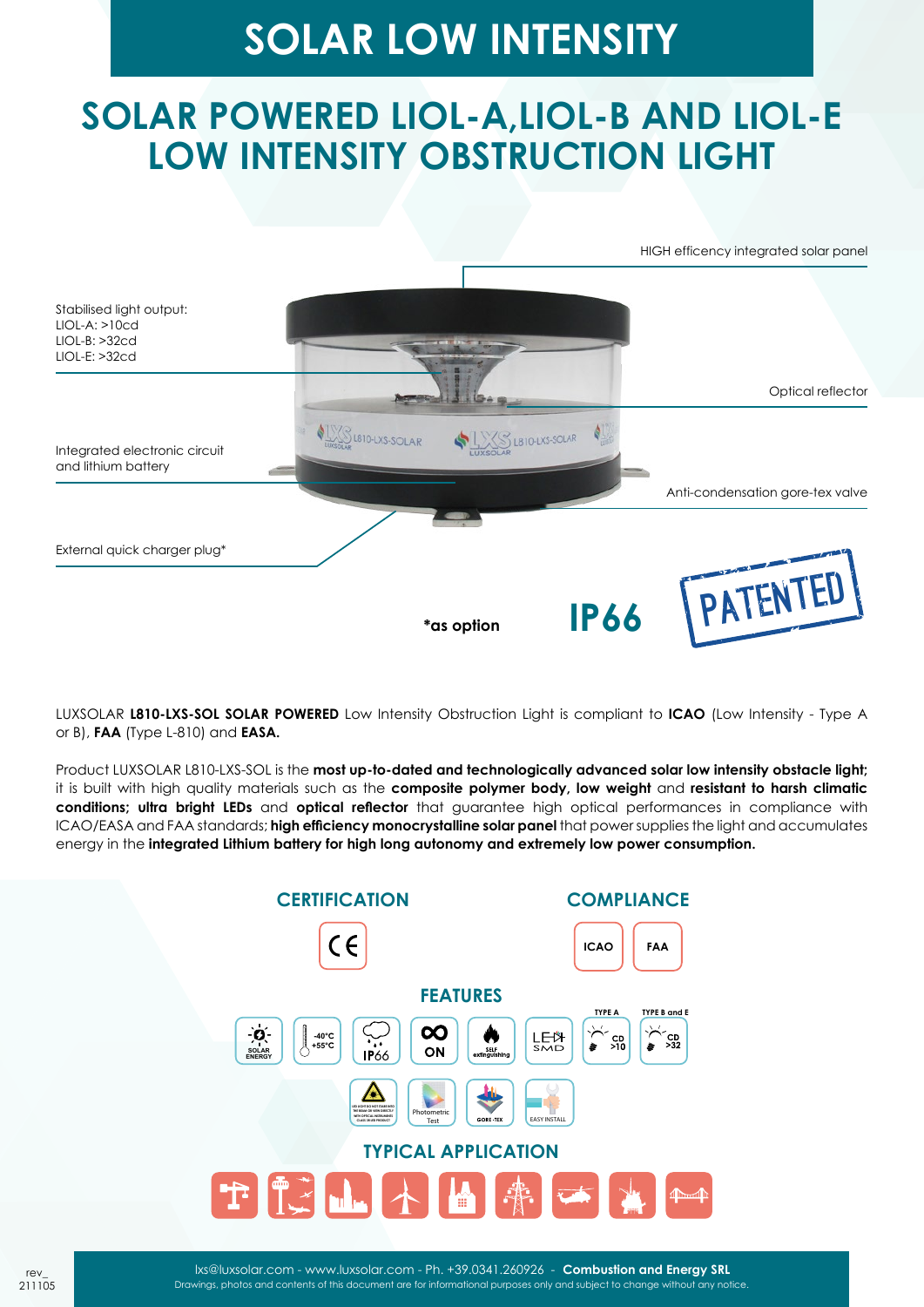# SOLAR LOW INTENSITY

## SOLAR POWERED LIOL-A,LIOL-B AND LIOL-E LOW INTENSITY OBSTRUCTION LIGHT

HIGH efficency integrated solar panel

Stabilised light output:
LIOL-A: >10cd
LIOL-B: >32cd
LIOL-E: >32cd

Optical reflector

Integrated electronic circuit and lithium battery

Anti-condensation gore-tex valve

External quick charger plug*

***as option**

**IP66**

PATENTED

LUXSOLAR **L810-LXS-SOL SOLAR POWERED** Low Intensity Obstruction Light is compliant to **ICAO** (Low Intensity - Type A or B), **FAA** (Type L-810) and **EASA.**

Product LUXSOLAR L810-LXS-SOL is the **most up-to-dated and technologically advanced solar low intensity obstacle light;** it is built with high quality materials such as the **composite polymer body, low weight** and **resistant to harsh climatic conditions; ultra bright LEDs** and **optical reflector** that guarantee high optical performances in compliance with ICAO/EASA and FAA standards; **high efficiency monocrystalline solar panel** that power supplies the light and accumulates energy in the **integrated Lithium battery for high long autonomy and extremely low power consumption.**

### CERTIFICATION

CE

### COMPLIANCE

ICAO | FAA

### FEATURES

SOLAR ENERGY | -40°C +55°C | IP66 | ON | SELF extinguishing | LED SMD | TYPE A: CD >10 | TYPE B and E: CD >32

Photometric Test | GORE-TEX | EASY INSTALL

### TYPICAL APPLICATION

lxs@luxsolar.com - www.luxsolar.com - Ph. +39.0341.260926 - **Combustion and Energy SRL**

Drawings, photos and contents of this document are for informational purposes only and subject to change without any notice.

rev_ 211105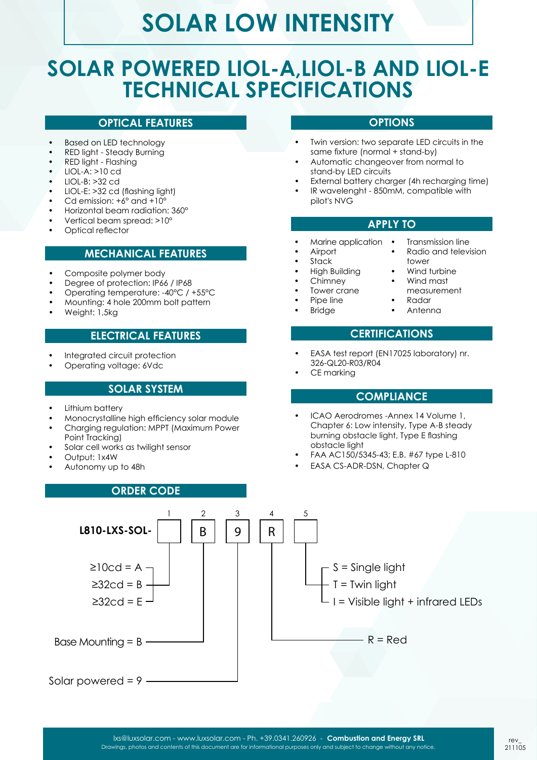# SOLAR LOW INTENSITY

# SOLAR POWERED LIOL-A,LIOL-B AND LIOL-E TECHNICAL SPECIFICATIONS

## OPTICAL FEATURES

- Based on LED technology
- RED light - Steady Burning
- RED light - Flashing
- LIOL-A: >10 cd
- LIOL-B: >32 cd
- LIOL-E: >32 cd (flashing light)
- Cd emission: +6° and +10°
- Horizontal beam radiation: 360°
- Vertical beam spread: >10°
- Optical reflector

## MECHANICAL FEATURES

- Composite polymer body
- Degree of protection: IP66 / IP68
- Operating temperature: -40°C / +55°C
- Mounting: 4 hole 200mm bolt pattern
- Weight: 1,5kg

## ELECTRICAL FEATURES

- Integrated circuit protection
- Operating voltage: 6Vdc

## SOLAR SYSTEM

- Lithium battery
- Monocrystalline high efficiency solar module
- Charging regulation: MPPT (Maximum Power Point Tracking)
- Solar cell works as twilight sensor
- Output: 1x4W
- Autonomy up to 48h

## OPTIONS

- Twin version: two separate LED circuits in the same fixture (normal + stand-by)
- Automatic changeover from normal to stand-by LED circuits
- External battery charger (4h recharging time)
- IR wavelenght - 850mM, compatible with pilot's NVG

## APPLY TO

- Marine application
- Airport
- Stack
- High Building
- Chimney
- Tower crane
- Pipe line
- Bridge
- Transmission line
- Radio and television tower
- Wind turbine
- Wind mast measurement
- Radar
- Antenna

## CERTIFICATIONS

- EASA test report (EN17025 laboratory) nr. 326-QL20-R03/R04
- CE marking

## COMPLIANCE

- ICAO Aerodromes -Annex 14 Volume 1, Chapter 6: Low intensity, Type A-B steady burning obstacle light, Type E flashing obstacle light
- FAA AC150/5345-43; E.B. #67 type L-810
- EASA CS-ADR-DSN, Chapter Q

## ORDER CODE

**L810-LXS-SOL-** [1] [2: B] [3: 9] [4: R] [5]

1. ≥10cd = A; ≥32cd = B; ≥32cd = E
2. Base Mounting = B
3. Solar powered = 9
4. R = Red
5. S = Single light; T = Twin light; I = Visible light + infrared LEDs

lxs@luxsolar.com - www.luxsolar.com - Ph. +39.0341.260926 - **Combustion and Energy SRL**
Drawings, photos and contents of this document are for informational purposes only and subject to change without any notice.

rev_ 211105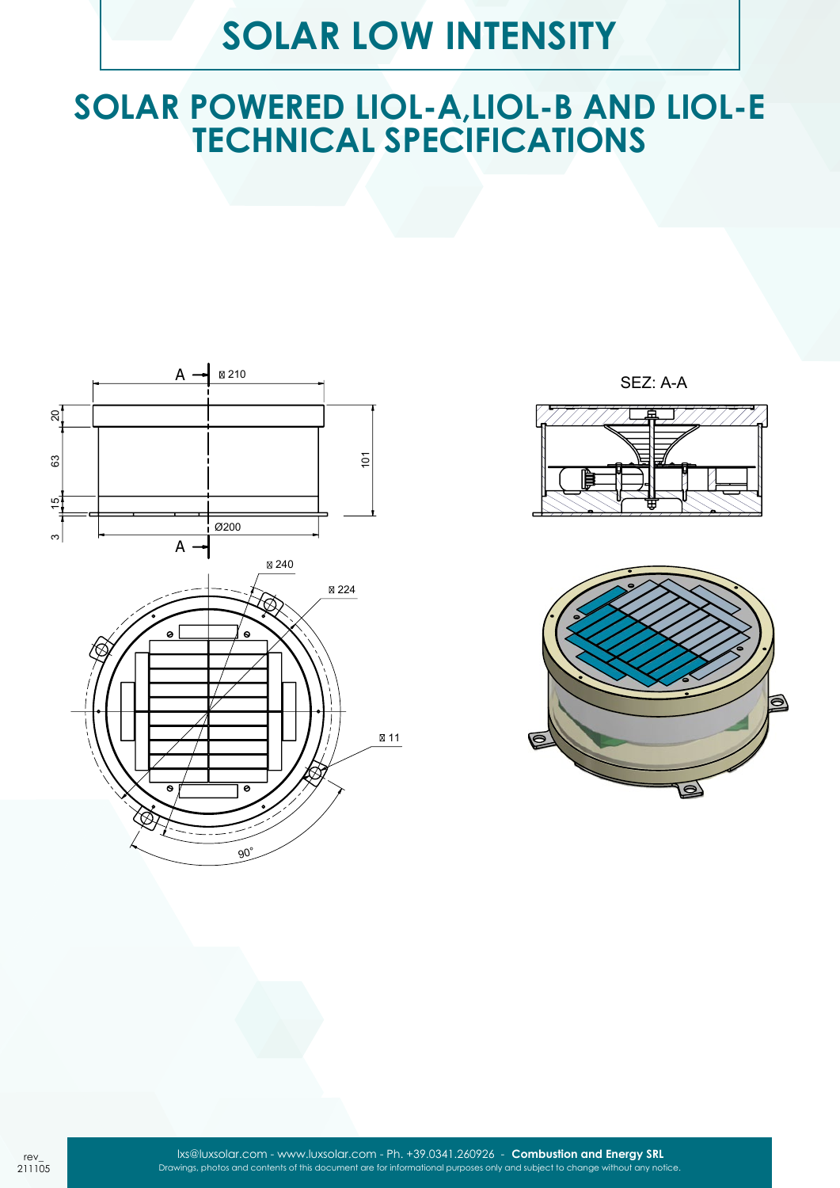# SOLAR LOW INTENSITY

## SOLAR POWERED LIOL-A,LIOL-B AND LIOL-E TECHNICAL SPECIFICATIONS

A

⌀ 210

20

63

101

15

3

Ø200

A

⌀ 240

⌀ 224

⌀ 11

90°

SEZ: A-A